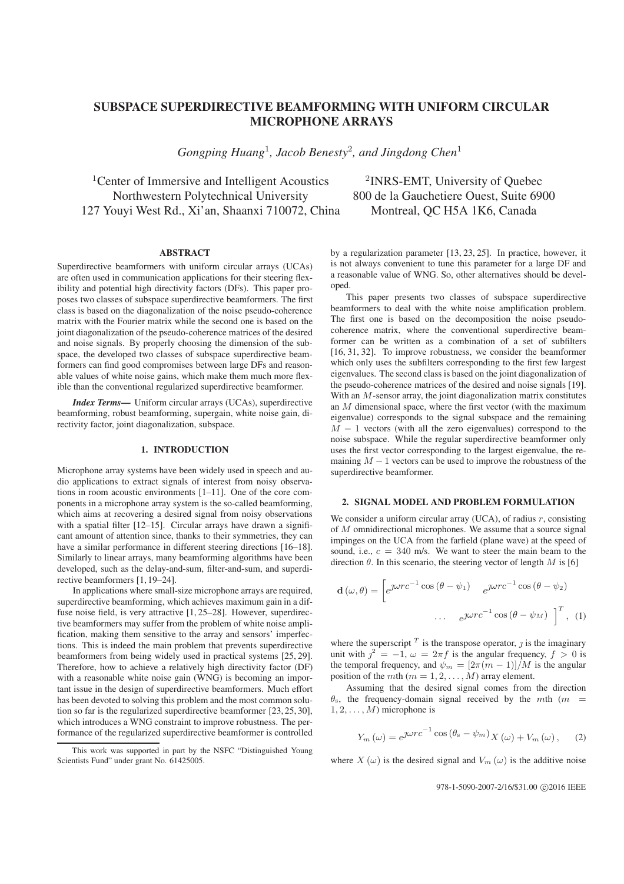# SUBSPACE SUPERDIRECTIVE BEAMFORMING WITH UNIFORM CIRCULAR MICROPHONE ARRAYS

*Gongping Huang*[1]*, Jacob Benesty*[2]*, and Jingdong Chen*[1]

[1]Center of Immersive and Intelligent Acoustics
Northwestern Polytechnical University
127 Youyi West Rd., Xi'an, Shaanxi 710072, China

[2]INRS-EMT, University of Quebec
800 de la Gauchetiere Ouest, Suite 6900
Montreal, QC H5A 1K6, Canada

## ABSTRACT

Superdirective beamformers with uniform circular arrays (UCAs) are often used in communication applications for their steering flexibility and potential high directivity factors (DFs). This paper proposes two classes of subspace superdirective beamformers. The first class is based on the diagonalization of the noise pseudo-coherence matrix with the Fourier matrix while the second one is based on the joint diagonalization of the pseudo-coherence matrices of the desired and noise signals. By properly choosing the dimension of the subspace, the developed two classes of subspace superdirective beamformers can find good compromises between large DFs and reasonable values of white noise gains, which make them much more flexible than the conventional regularized superdirective beamformer.

***Index Terms*—** Uniform circular arrays (UCAs), superdirective beamforming, robust beamforming, supergain, white noise gain, directivity factor, joint diagonalization, subspace.

## 1. INTRODUCTION

Microphone array systems have been widely used in speech and audio applications to extract signals of interest from noisy observations in room acoustic environments [1–11]. One of the core components in a microphone array system is the so-called beamforming, which aims at recovering a desired signal from noisy observations with a spatial filter [12–15]. Circular arrays have drawn a significant amount of attention since, thanks to their symmetries, they can have a similar performance in different steering directions [16–18]. Similarly to linear arrays, many beamforming algorithms have been developed, such as the delay-and-sum, filter-and-sum, and superdirective beamformers [1, 19–24].

In applications where small-size microphone arrays are required, superdirective beamforming, which achieves maximum gain in a diffuse noise field, is very attractive [1, 25–28]. However, superdirective beamformers may suffer from the problem of white noise amplification, making them sensitive to the array and sensors' imperfections. This is indeed the main problem that prevents superdirective beamformers from being widely used in practical systems [25, 29]. Therefore, how to achieve a relatively high directivity factor (DF) with a reasonable white noise gain (WNG) is becoming an important issue in the design of superdirective beamformers. Much effort has been devoted to solving this problem and the most common solution so far is the regularized superdirective beamformer [23, 25, 30], which introduces a WNG constraint to improve robustness. The performance of the regularized superdirective beamformer is controlled by a regularization parameter [13, 23, 25]. In practice, however, it is not always convenient to tune this parameter for a large DF and a reasonable value of WNG. So, other alternatives should be developed.

This paper presents two classes of subspace superdirective beamformers to deal with the white noise amplification problem. The first one is based on the decomposition the noise pseudo-coherence matrix, where the conventional superdirective beamformer can be written as a combination of a set of subfilters [16, 31, 32]. To improve robustness, we consider the beamformer which only uses the subfilters corresponding to the first few largest eigenvalues. The second class is based on the joint diagonalization of the pseudo-coherence matrices of the desired and noise signals [19]. With an $M$-sensor array, the joint diagonalization matrix constitutes an $M$ dimensional space, where the first vector (with the maximum eigenvalue) corresponds to the signal subspace and the remaining $M - 1$ vectors (with all the zero eigenvalues) correspond to the noise subspace. While the regular superdirective beamformer only uses the first vector corresponding to the largest eigenvalue, the remaining $M - 1$ vectors can be used to improve the robustness of the superdirective beamformer.

## 2. SIGNAL MODEL AND PROBLEM FORMULATION

We consider a uniform circular array (UCA), of radius $r$, consisting of $M$ omnidirectional microphones. We assume that a source signal impinges on the UCA from the farfield (plane wave) at the speed of sound, i.e., $c = 340$ m/s. We want to steer the main beam to the direction $\theta$. In this scenario, the steering vector of length $M$ is [6]

$$\mathbf{d}(\omega, \theta) = \begin{bmatrix} e^{\jmath\omega rc^{-1}\cos(\theta - \psi_1)} & e^{\jmath\omega rc^{-1}\cos(\theta - \psi_2)} & \cdots & e^{\jmath\omega rc^{-1}\cos(\theta - \psi_M)} \end{bmatrix}^T, \quad (1)$$

where the superscript $^T$ is the transpose operator, $\jmath$ is the imaginary unit with $\jmath^2 = -1$, $\omega = 2\pi f$ is the angular frequency, $f > 0$ is the temporal frequency, and $\psi_m = [2\pi(m-1)]/M$ is the angular position of the $m$th ($m = 1, 2, \ldots, M$) array element.

Assuming that the desired signal comes from the direction $\theta_s$, the frequency-domain signal received by the $m$th ($m = 1, 2, \ldots, M$) microphone is

$$Y_m(\omega) = e^{\jmath\omega rc^{-1}\cos(\theta_s - \psi_m)} X(\omega) + V_m(\omega), \quad (2)$$

where $X(\omega)$ is the desired signal and $V_m(\omega)$ is the additive noise

This work was supported in part by the NSFC "Distinguished Young Scientists Fund" under grant No. 61425005.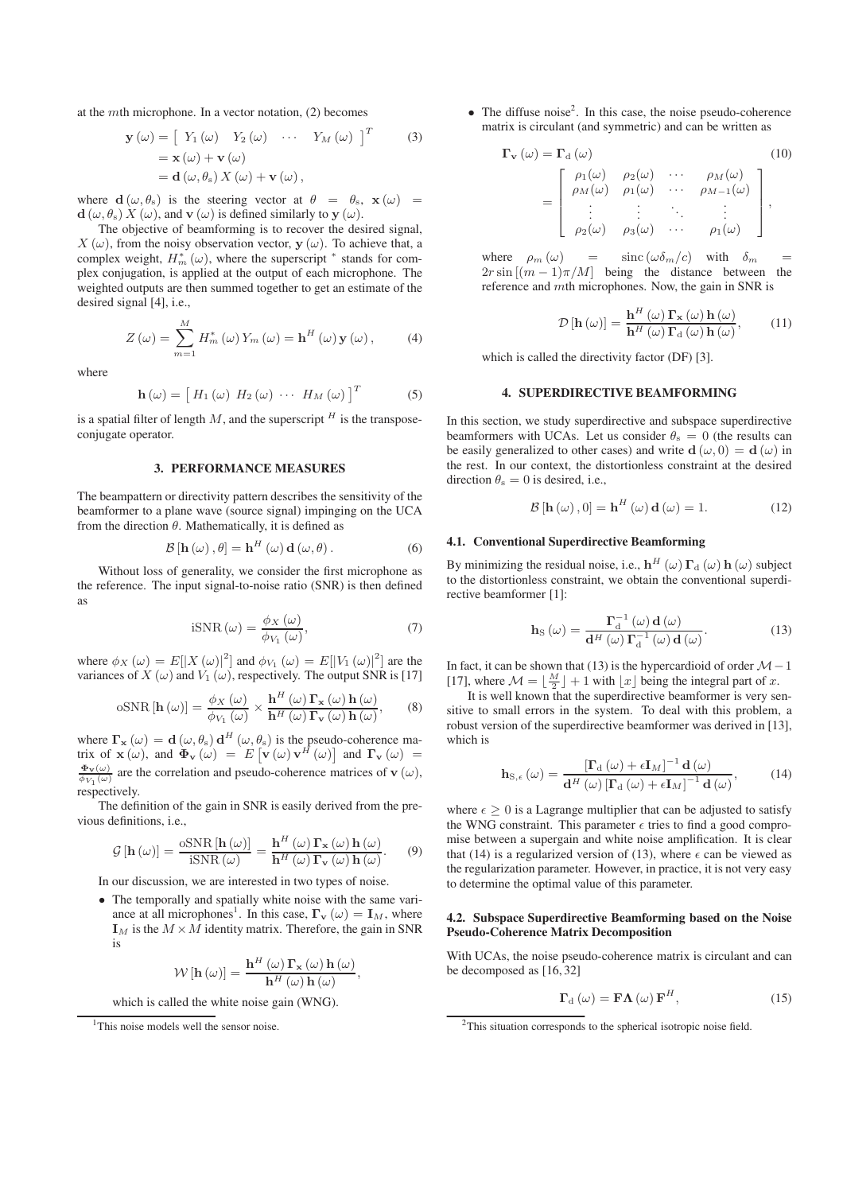at the $m$th microphone. In a vector notation, (2) becomes

$$\begin{aligned}\mathbf{y}(\omega) &= \left[\begin{array}{cccc} Y_1(\omega) & Y_2(\omega) & \cdots & Y_M(\omega) \end{array}\right]^T \\ &= \mathbf{x}(\omega) + \mathbf{v}(\omega) \\ &= \mathbf{d}(\omega, \theta_s) X(\omega) + \mathbf{v}(\omega),\end{aligned} \tag{3}$$

where $\mathbf{d}(\omega, \theta_s)$ is the steering vector at $\theta = \theta_s$, $\mathbf{x}(\omega) = \mathbf{d}(\omega, \theta_s) X(\omega)$, and $\mathbf{v}(\omega)$ is defined similarly to $\mathbf{y}(\omega)$.

The objective of beamforming is to recover the desired signal, $X(\omega)$, from the noisy observation vector, $\mathbf{y}(\omega)$. To achieve that, a complex weight, $H_m^*(\omega)$, where the superscript $^*$ stands for complex conjugation, is applied at the output of each microphone. The weighted outputs are then summed together to get an estimate of the desired signal [4], i.e.,

$$Z(\omega) = \sum_{m=1}^{M} H_m^*(\omega) Y_m(\omega) = \mathbf{h}^H(\omega) \mathbf{y}(\omega), \tag{4}$$

where

$$\mathbf{h}(\omega) = \left[\begin{array}{cccc} H_1(\omega) & H_2(\omega) & \cdots & H_M(\omega) \end{array}\right]^T \tag{5}$$

is a spatial filter of length $M$, and the superscript $^H$ is the transpose-conjugate operator.

## 3. PERFORMANCE MEASURES

The beampattern or directivity pattern describes the sensitivity of the beamformer to a plane wave (source signal) impinging on the UCA from the direction $\theta$. Mathematically, it is defined as

$$\mathcal{B}[\mathbf{h}(\omega), \theta] = \mathbf{h}^H(\omega) \mathbf{d}(\omega, \theta). \tag{6}$$

Without loss of generality, we consider the first microphone as the reference. The input signal-to-noise ratio (SNR) is then defined as

$$\text{iSNR}(\omega) = \frac{\phi_X(\omega)}{\phi_{V_1}(\omega)}, \tag{7}$$

where $\phi_X(\omega) = E[|X(\omega)|^2]$ and $\phi_{V_1}(\omega) = E[|V_1(\omega)|^2]$ are the variances of $X(\omega)$ and $V_1(\omega)$, respectively. The output SNR is [17]

$$\text{oSNR}[\mathbf{h}(\omega)] = \frac{\phi_X(\omega)}{\phi_{V_1}(\omega)} \times \frac{\mathbf{h}^H(\omega) \mathbf{\Gamma}_{\mathbf{x}}(\omega) \mathbf{h}(\omega)}{\mathbf{h}^H(\omega) \mathbf{\Gamma}_{\mathbf{v}}(\omega) \mathbf{h}(\omega)}, \tag{8}$$

where $\mathbf{\Gamma}_{\mathbf{x}}(\omega) = \mathbf{d}(\omega, \theta_s) \mathbf{d}^H(\omega, \theta_s)$ is the pseudo-coherence matrix of $\mathbf{x}(\omega)$, and $\mathbf{\Phi}_{\mathbf{v}}(\omega) = E\left[\mathbf{v}(\omega) \mathbf{v}^H(\omega)\right]$ and $\mathbf{\Gamma}_{\mathbf{v}}(\omega) = \frac{\mathbf{\Phi}_{\mathbf{v}}(\omega)}{\phi_{V_1}(\omega)}$ are the correlation and pseudo-coherence matrices of $\mathbf{v}(\omega)$, respectively.

The definition of the gain in SNR is easily derived from the previous definitions, i.e.,

$$\mathcal{G}[\mathbf{h}(\omega)] = \frac{\text{oSNR}[\mathbf{h}(\omega)]}{\text{iSNR}(\omega)} = \frac{\mathbf{h}^H(\omega) \mathbf{\Gamma}_{\mathbf{x}}(\omega) \mathbf{h}(\omega)}{\mathbf{h}^H(\omega) \mathbf{\Gamma}_{\mathbf{v}}(\omega) \mathbf{h}(\omega)}. \tag{9}$$

In our discussion, we are interested in two types of noise.

- The temporally and spatially white noise with the same variance at all microphones[1]. In this case, $\mathbf{\Gamma}_{\mathbf{v}}(\omega) = \mathbf{I}_M$, where $\mathbf{I}_M$ is the $M \times M$ identity matrix. Therefore, the gain in SNR is

$$\mathcal{W}[\mathbf{h}(\omega)] = \frac{\mathbf{h}^H(\omega) \mathbf{\Gamma}_{\mathbf{x}}(\omega) \mathbf{h}(\omega)}{\mathbf{h}^H(\omega) \mathbf{h}(\omega)},$$

which is called the white noise gain (WNG).

- The diffuse noise[2]. In this case, the noise pseudo-coherence matrix is circulant (and symmetric) and can be written as

$$\mathbf{\Gamma}_{\mathbf{v}}(\omega) = \mathbf{\Gamma}_{\mathrm{d}}(\omega) = \left[\begin{array}{cccc} \rho_1(\omega) & \rho_2(\omega) & \cdots & \rho_M(\omega) \\ \rho_M(\omega) & \rho_1(\omega) & \cdots & \rho_{M-1}(\omega) \\ \vdots & \vdots & \ddots & \vdots \\ \rho_2(\omega) & \rho_3(\omega) & \cdots & \rho_1(\omega) \end{array}\right], \tag{10}$$

where $\rho_m(\omega) = \text{sinc}(\omega \delta_m / c)$ with $\delta_m = 2r \sin[(m-1)\pi/M]$ being the distance between the reference and $m$th microphones. Now, the gain in SNR is

$$\mathcal{D}[\mathbf{h}(\omega)] = \frac{\mathbf{h}^H(\omega) \mathbf{\Gamma}_{\mathbf{x}}(\omega) \mathbf{h}(\omega)}{\mathbf{h}^H(\omega) \mathbf{\Gamma}_{\mathrm{d}}(\omega) \mathbf{h}(\omega)}, \tag{11}$$

which is called the directivity factor (DF) [3].

## 4. SUPERDIRECTIVE BEAMFORMING

In this section, we study superdirective and subspace superdirective beamformers with UCAs. Let us consider $\theta_s = 0$ (the results can be easily generalized to other cases) and write $\mathbf{d}(\omega, 0) = \mathbf{d}(\omega)$ in the rest. In our context, the distortionless constraint at the desired direction $\theta_s = 0$ is desired, i.e.,

$$\mathcal{B}[\mathbf{h}(\omega), 0] = \mathbf{h}^H(\omega) \mathbf{d}(\omega) = 1. \tag{12}$$

### 4.1. Conventional Superdirective Beamforming

By minimizing the residual noise, i.e., $\mathbf{h}^H(\omega) \mathbf{\Gamma}_{\mathrm{d}}(\omega) \mathbf{h}(\omega)$ subject to the distortionless constraint, we obtain the conventional superdirective beamformer [1]:

$$\mathbf{h}_{\mathrm{S}}(\omega) = \frac{\mathbf{\Gamma}_{\mathrm{d}}^{-1}(\omega) \mathbf{d}(\omega)}{\mathbf{d}^H(\omega) \mathbf{\Gamma}_{\mathrm{d}}^{-1}(\omega) \mathbf{d}(\omega)}. \tag{13}$$

In fact, it can be shown that (13) is the hypercardioid of order $\mathcal{M} - 1$ [17], where $\mathcal{M} = \lfloor \frac{M}{2} \rfloor + 1$ with $\lfloor x \rfloor$ being the integral part of $x$.

It is well known that the superdirective beamformer is very sensitive to small errors in the system. To deal with this problem, a robust version of the superdirective beamformer was derived in [13], which is

$$\mathbf{h}_{\mathrm{S},\epsilon}(\omega) = \frac{[\mathbf{\Gamma}_{\mathrm{d}}(\omega) + \epsilon \mathbf{I}_M]^{-1} \mathbf{d}(\omega)}{\mathbf{d}^H(\omega) [\mathbf{\Gamma}_{\mathrm{d}}(\omega) + \epsilon \mathbf{I}_M]^{-1} \mathbf{d}(\omega)}, \tag{14}$$

where $\epsilon \geq 0$ is a Lagrange multiplier that can be adjusted to satisfy the WNG constraint. This parameter $\epsilon$ tries to find a good compromise between a supergain and white noise amplification. It is clear that (14) is a regularized version of (13), where $\epsilon$ can be viewed as the regularization parameter. However, in practice, it is not very easy to determine the optimal value of this parameter.

### 4.2. Subspace Superdirective Beamforming based on the Noise Pseudo-Coherence Matrix Decomposition

With UCAs, the noise pseudo-coherence matrix is circulant and can be decomposed as [16, 32]

$$\mathbf{\Gamma}_{\mathrm{d}}(\omega) = \mathbf{F} \mathbf{\Lambda}(\omega) \mathbf{F}^H, \tag{15}$$

[1] This noise models well the sensor noise.

[2] This situation corresponds to the spherical isotropic noise field.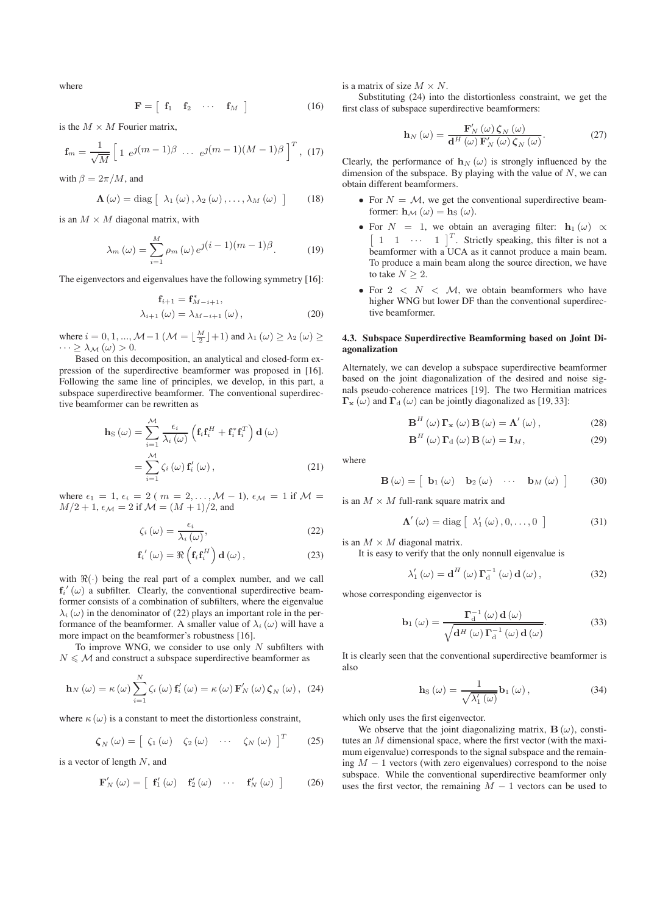where

$$\mathbf{F} = \begin{bmatrix} \mathbf{f}_1 & \mathbf{f}_2 & \cdots & \mathbf{f}_M \end{bmatrix} \tag{16}$$

is the $M \times M$ Fourier matrix,

$$\mathbf{f}_m = \frac{1}{\sqrt{M}} \begin{bmatrix} 1 & e^{\jmath(m-1)\beta} & \ldots & e^{\jmath(m-1)(M-1)\beta} \end{bmatrix}^T, \tag{17}$$

with $\beta = 2\pi/M$, and

$$\mathbf{\Lambda}(\omega) = \operatorname{diag}\begin{bmatrix} \lambda_1(\omega), \lambda_2(\omega), \ldots, \lambda_M(\omega) \end{bmatrix} \tag{18}$$

is an $M \times M$ diagonal matrix, with

$$\lambda_m(\omega) = \sum_{i=1}^{M} \rho_m(\omega) e^{\jmath(i-1)(m-1)\beta}. \tag{19}$$

The eigenvectors and eigenvalues have the following symmetry [16]:

$$\begin{aligned} \mathbf{f}_{i+1} &= \mathbf{f}^*_{M-i+1}, \\ \lambda_{i+1}(\omega) &= \lambda_{M-i+1}(\omega), \end{aligned} \tag{20}$$

where $i = 0, 1, ..., \mathcal{M}-1$ ($\mathcal{M} = \lfloor \frac{M}{2} \rfloor + 1$) and $\lambda_1(\omega) \geq \lambda_2(\omega) \geq \cdots \geq \lambda_{\mathcal{M}}(\omega) > 0$.

Based on this decomposition, an analytical and closed-form expression of the superdirective beamformer was proposed in [16]. Following the same line of principles, we develop, in this part, a subspace superdirective beamformer. The conventional superdirective beamformer can be rewritten as

$$\begin{aligned} \mathbf{h}_{\mathrm{S}}(\omega) &= \sum_{i=1}^{\mathcal{M}} \frac{\epsilon_i}{\lambda_i(\omega)} \left( \mathbf{f}_i \mathbf{f}_i^H + \mathbf{f}_i^* \mathbf{f}_i^T \right) \mathbf{d}(\omega) \\ &= \sum_{i=1}^{\mathcal{M}} \zeta_i(\omega) \mathbf{f}'_i(\omega), \end{aligned} \tag{21}$$

where $\epsilon_1 = 1$, $\epsilon_i = 2$ ( $m = 2, \ldots, \mathcal{M}-1$), $\epsilon_{\mathcal{M}} = 1$ if $\mathcal{M} = M/2+1$, $\epsilon_{\mathcal{M}} = 2$ if $\mathcal{M} = (M+1)/2$, and

$$\zeta_i(\omega) = \frac{\epsilon_i}{\lambda_i(\omega)}, \tag{22}$$

$$\mathbf{f}_i{}'(\omega) = \Re\left(\mathbf{f}_i \mathbf{f}_i^H\right) \mathbf{d}(\omega), \tag{23}$$

with $\Re(\cdot)$ being the real part of a complex number, and we call $\mathbf{f}_i{}'(\omega)$ a subfilter. Clearly, the conventional superdirective beamformer consists of a combination of subfilters, where the eigenvalue $\lambda_i(\omega)$ in the denominator of (22) plays an important role in the performance of the beamformer. A smaller value of $\lambda_i(\omega)$ will have a more impact on the beamformer's robustness [16].

To improve WNG, we consider to use only $N$ subfilters with $N \leqslant \mathcal{M}$ and construct a subspace superdirective beamformer as

$$\mathbf{h}_N(\omega) = \kappa(\omega) \sum_{i=1}^{N} \zeta_i(\omega) \mathbf{f}'_i(\omega) = \kappa(\omega) \mathbf{F}'_N(\omega) \boldsymbol{\zeta}_N(\omega), \tag{24}$$

where $\kappa(\omega)$ is a constant to meet the distortionless constraint,

$$\boldsymbol{\zeta}_N(\omega) = \begin{bmatrix} \zeta_1(\omega) & \zeta_2(\omega) & \cdots & \zeta_N(\omega) \end{bmatrix}^T \tag{25}$$

is a vector of length $N$, and

$$\mathbf{F}'_N(\omega) = \begin{bmatrix} \mathbf{f}'_1(\omega) & \mathbf{f}'_2(\omega) & \cdots & \mathbf{f}'_N(\omega) \end{bmatrix} \tag{26}$$

is a matrix of size $M \times N$.

Substituting (24) into the distortionless constraint, we get the first class of subspace superdirective beamformers:

$$\mathbf{h}_N(\omega) = \frac{\mathbf{F}'_N(\omega) \boldsymbol{\zeta}_N(\omega)}{\mathbf{d}^H(\omega) \mathbf{F}'_N(\omega) \boldsymbol{\zeta}_N(\omega)}. \tag{27}$$

Clearly, the performance of $\mathbf{h}_N(\omega)$ is strongly influenced by the dimension of the subspace. By playing with the value of $N$, we can obtain different beamformers.

- For $N = \mathcal{M}$, we get the conventional superdirective beamformer: $\mathbf{h}_{\mathcal{M}}(\omega) = \mathbf{h}_{\mathrm{S}}(\omega)$.
- For $N = 1$, we obtain an averaging filter: $\mathbf{h}_1(\omega) \propto \begin{bmatrix} 1 & 1 & \cdots & 1 \end{bmatrix}^T$. Strictly speaking, this filter is not a beamformer with a UCA as it cannot produce a main beam. To produce a main beam along the source direction, we have to take $N \geq 2$.
- For $2 < N < \mathcal{M}$, we obtain beamformers who have higher WNG but lower DF than the conventional superdirective beamformer.

### 4.3. Subspace Superdirective Beamforming based on Joint Diagonalization

Alternately, we can develop a subspace superdirective beamformer based on the joint diagonalization of the desired and noise signals pseudo-coherence matrices [19]. The two Hermitian matrices $\mathbf{\Gamma}_{\mathbf{x}}(\omega)$ and $\mathbf{\Gamma}_{\mathrm{d}}(\omega)$ can be jointly diagonalized as [19, 33]:

$$\mathbf{B}^H(\omega) \mathbf{\Gamma}_{\mathbf{x}}(\omega) \mathbf{B}(\omega) = \mathbf{\Lambda}'(\omega), \tag{28}$$

$$\mathbf{B}^H(\omega) \mathbf{\Gamma}_{\mathrm{d}}(\omega) \mathbf{B}(\omega) = \mathbf{I}_M, \tag{29}$$

where

$$\mathbf{B}(\omega) = \begin{bmatrix} \mathbf{b}_1(\omega) & \mathbf{b}_2(\omega) & \cdots & \mathbf{b}_M(\omega) \end{bmatrix} \tag{30}$$

is an $M \times M$ full-rank square matrix and

$$\mathbf{\Lambda}'(\omega) = \operatorname{diag}\begin{bmatrix} \lambda'_1(\omega), 0, \ldots, 0 \end{bmatrix} \tag{31}$$

is an $M \times M$ diagonal matrix.

It is easy to verify that the only nonnull eigenvalue is

$$\lambda'_1(\omega) = \mathbf{d}^H(\omega) \mathbf{\Gamma}_{\mathrm{d}}^{-1}(\omega) \mathbf{d}(\omega), \tag{32}$$

whose corresponding eigenvector is

$$\mathbf{b}_1(\omega) = \frac{\mathbf{\Gamma}_{\mathrm{d}}^{-1}(\omega) \mathbf{d}(\omega)}{\sqrt{\mathbf{d}^H(\omega) \mathbf{\Gamma}_{\mathrm{d}}^{-1}(\omega) \mathbf{d}(\omega)}}. \tag{33}$$

It is clearly seen that the conventional superdirective beamformer is also

$$\mathbf{h}_{\mathrm{S}}(\omega) = \frac{1}{\sqrt{\lambda'_1(\omega)}} \mathbf{b}_1(\omega), \tag{34}$$

which only uses the first eigenvector.

We observe that the joint diagonalizing matrix, $\mathbf{B}(\omega)$, constitutes an $M$ dimensional space, where the first vector (with the maximum eigenvalue) corresponds to the signal subspace and the remaining $M-1$ vectors (with zero eigenvalues) correspond to the noise subspace. While the conventional superdirective beamformer only uses the first vector, the remaining $M-1$ vectors can be used to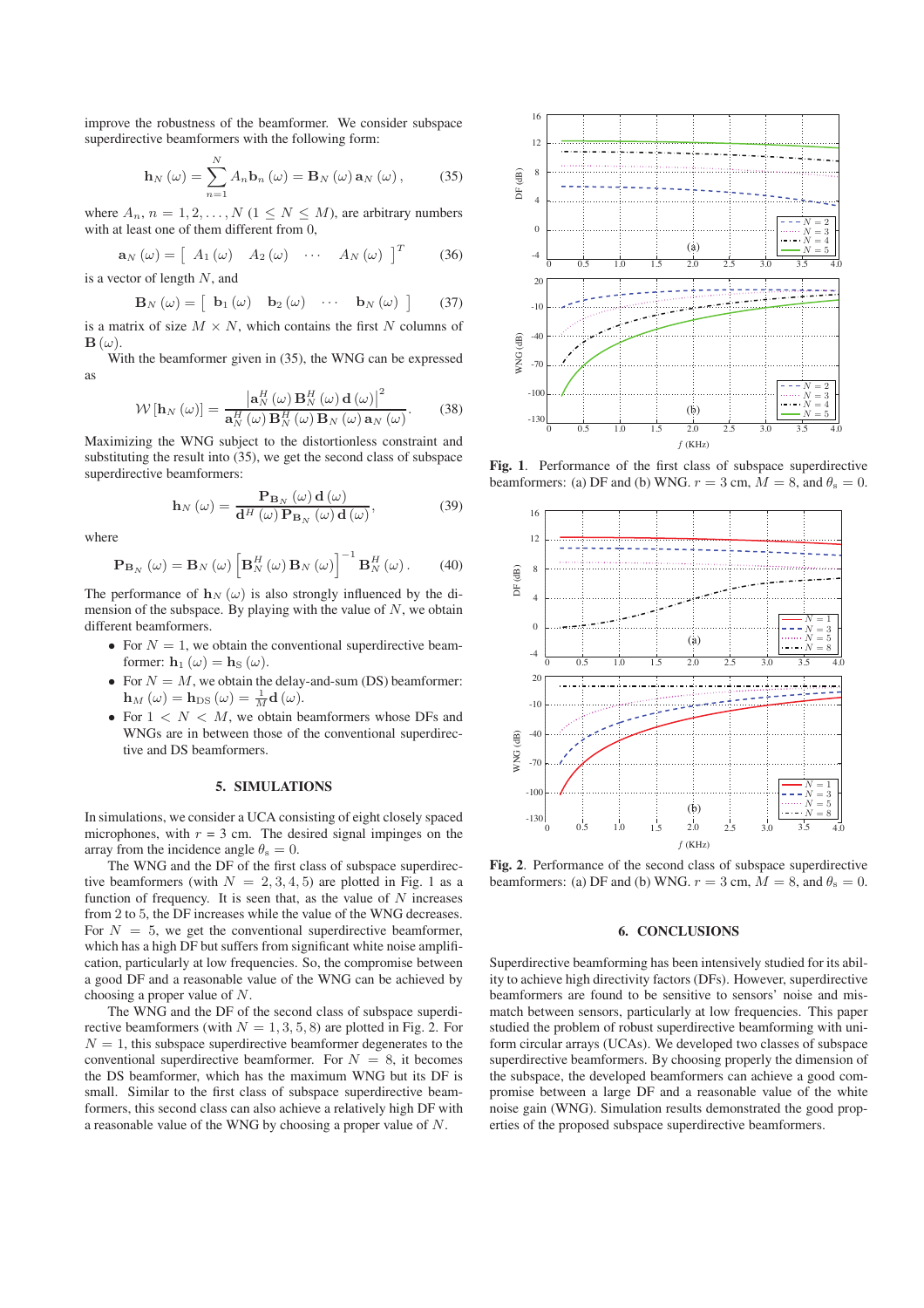improve the robustness of the beamformer. We consider subspace superdirective beamformers with the following form:

$$\mathbf{h}_N(\omega) = \sum_{n=1}^{N} A_n \mathbf{b}_n(\omega) = \mathbf{B}_N(\omega)\mathbf{a}_N(\omega), \tag{35}$$

where $A_n$, $n = 1, 2, \ldots, N$ ($1 \leq N \leq M$), are arbitrary numbers with at least one of them different from 0,

$$\mathbf{a}_N(\omega) = \begin{bmatrix} A_1(\omega) & A_2(\omega) & \cdots & A_N(\omega) \end{bmatrix}^T \tag{36}$$

is a vector of length $N$, and

$$\mathbf{B}_N(\omega) = \begin{bmatrix} \mathbf{b}_1(\omega) & \mathbf{b}_2(\omega) & \cdots & \mathbf{b}_N(\omega) \end{bmatrix} \tag{37}$$

is a matrix of size $M \times N$, which contains the first $N$ columns of $\mathbf{B}(\omega)$.

With the beamformer given in (35), the WNG can be expressed as

$$\mathcal{W}[\mathbf{h}_N(\omega)] = \frac{\left|\mathbf{a}_N^H(\omega)\mathbf{B}_N^H(\omega)\mathbf{d}(\omega)\right|^2}{\mathbf{a}_N^H(\omega)\mathbf{B}_N^H(\omega)\mathbf{B}_N(\omega)\mathbf{a}_N(\omega)}. \tag{38}$$

Maximizing the WNG subject to the distortionless constraint and substituting the result into (35), we get the second class of subspace superdirective beamformers:

$$\mathbf{h}_N(\omega) = \frac{\mathbf{P}_{\mathbf{B}_N}(\omega)\mathbf{d}(\omega)}{\mathbf{d}^H(\omega)\mathbf{P}_{\mathbf{B}_N}(\omega)\mathbf{d}(\omega)}, \tag{39}$$

where

$$\mathbf{P}_{\mathbf{B}_N}(\omega) = \mathbf{B}_N(\omega)\left[\mathbf{B}_N^H(\omega)\mathbf{B}_N(\omega)\right]^{-1}\mathbf{B}_N^H(\omega). \tag{40}$$

The performance of $\mathbf{h}_N(\omega)$ is also strongly influenced by the dimension of the subspace. By playing with the value of $N$, we obtain different beamformers.

- For $N = 1$, we obtain the conventional superdirective beamformer: $\mathbf{h}_1(\omega) = \mathbf{h}_{\rm S}(\omega)$.
- For $N = M$, we obtain the delay-and-sum (DS) beamformer: $\mathbf{h}_M(\omega) = \mathbf{h}_{\rm DS}(\omega) = \frac{1}{M}\mathbf{d}(\omega)$.
- For $1 < N < M$, we obtain beamformers whose DFs and WNGs are in between those of the conventional superdirective and DS beamformers.

## 5. SIMULATIONS

In simulations, we consider a UCA consisting of eight closely spaced microphones, with $r = 3$ cm. The desired signal impinges on the array from the incidence angle $\theta_{\rm s} = 0$.

The WNG and the DF of the first class of subspace superdirective beamformers (with $N = 2, 3, 4, 5$) are plotted in Fig. 1 as a function of frequency. It is seen that, as the value of $N$ increases from 2 to 5, the DF increases while the value of the WNG decreases. For $N = 5$, we get the conventional superdirective beamformer, which has a high DF but suffers from significant white noise amplification, particularly at low frequencies. So, the compromise between a good DF and a reasonable value of the WNG can be achieved by choosing a proper value of $N$.

The WNG and the DF of the second class of subspace superdirective beamformers (with $N = 1, 3, 5, 8$) are plotted in Fig. 2. For $N = 1$, this subspace superdirective beamformer degenerates to the conventional superdirective beamformer. For $N = 8$, it becomes the DS beamformer, which has the maximum WNG but its DF is small. Similar to the first class of subspace superdirective beamformers, this second class can also achieve a relatively high DF with a reasonable value of the WNG by choosing a proper value of $N$.

**Fig. 1.** Performance of the first class of subspace superdirective beamformers: (a) DF and (b) WNG. $r = 3$ cm, $M = 8$, and $\theta_{\rm s} = 0$.

**Fig. 2.** Performance of the second class of subspace superdirective beamformers: (a) DF and (b) WNG. $r = 3$ cm, $M = 8$, and $\theta_{\rm s} = 0$.

## 6. CONCLUSIONS

Superdirective beamforming has been intensively studied for its ability to achieve high directivity factors (DFs). However, superdirective beamformers are found to be sensitive to sensors' noise and mismatch between sensors, particularly at low frequencies. This paper studied the problem of robust superdirective beamforming with uniform circular arrays (UCAs). We developed two classes of subspace superdirective beamformers. By choosing properly the dimension of the subspace, the developed beamformers can achieve a good compromise between a large DF and a reasonable value of the white noise gain (WNG). Simulation results demonstrated the good properties of the proposed subspace superdirective beamformers.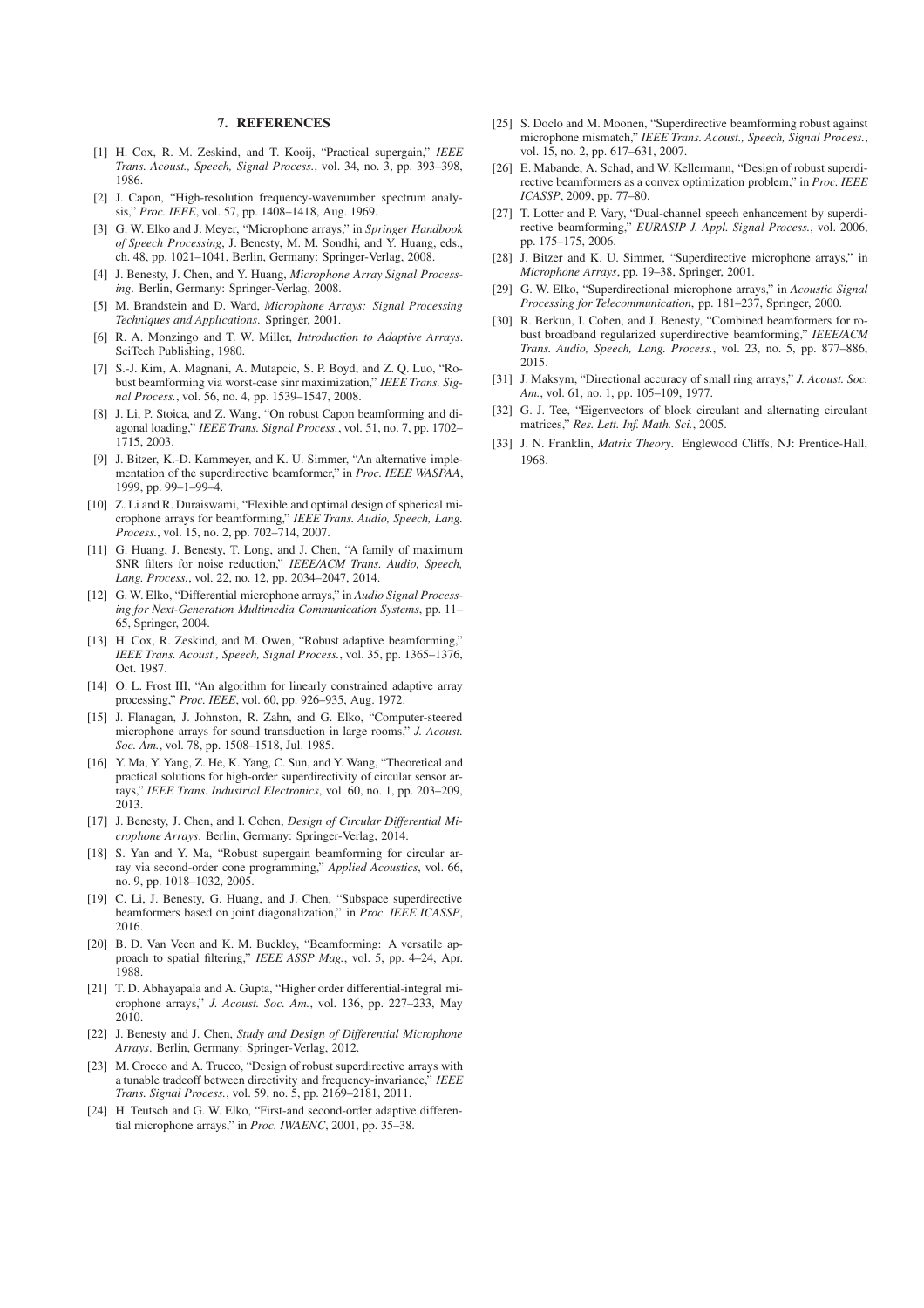## 7. REFERENCES

[1] H. Cox, R. M. Zeskind, and T. Kooij, "Practical supergain," *IEEE Trans. Acoust., Speech, Signal Process.*, vol. 34, no. 3, pp. 393–398, 1986.

[2] J. Capon, "High-resolution frequency-wavenumber spectrum analysis," *Proc. IEEE*, vol. 57, pp. 1408–1418, Aug. 1969.

[3] G. W. Elko and J. Meyer, "Microphone arrays," in *Springer Handbook of Speech Processing*, J. Benesty, M. M. Sondhi, and Y. Huang, eds., ch. 48, pp. 1021–1041, Berlin, Germany: Springer-Verlag, 2008.

[4] J. Benesty, J. Chen, and Y. Huang, *Microphone Array Signal Processing*. Berlin, Germany: Springer-Verlag, 2008.

[5] M. Brandstein and D. Ward, *Microphone Arrays: Signal Processing Techniques and Applications*. Springer, 2001.

[6] R. A. Monzingo and T. W. Miller, *Introduction to Adaptive Arrays*. SciTech Publishing, 1980.

[7] S.-J. Kim, A. Magnani, A. Mutapcic, S. P. Boyd, and Z. Q. Luo, "Robust beamforming via worst-case sinr maximization," *IEEE Trans. Signal Process.*, vol. 56, no. 4, pp. 1539–1547, 2008.

[8] J. Li, P. Stoica, and Z. Wang, "On robust Capon beamforming and diagonal loading," *IEEE Trans. Signal Process.*, vol. 51, no. 7, pp. 1702–1715, 2003.

[9] J. Bitzer, K.-D. Kammeyer, and K. U. Simmer, "An alternative implementation of the superdirective beamformer," in *Proc. IEEE WASPAA*, 1999, pp. 99–1–99–4.

[10] Z. Li and R. Duraiswami, "Flexible and optimal design of spherical microphone arrays for beamforming," *IEEE Trans. Audio, Speech, Lang. Process.*, vol. 15, no. 2, pp. 702–714, 2007.

[11] G. Huang, J. Benesty, T. Long, and J. Chen, "A family of maximum SNR filters for noise reduction," *IEEE/ACM Trans. Audio, Speech, Lang. Process.*, vol. 22, no. 12, pp. 2034–2047, 2014.

[12] G. W. Elko, "Differential microphone arrays," in *Audio Signal Processing for Next-Generation Multimedia Communication Systems*, pp. 11–65, Springer, 2004.

[13] H. Cox, R. Zeskind, and M. Owen, "Robust adaptive beamforming," *IEEE Trans. Acoust., Speech, Signal Process.*, vol. 35, pp. 1365–1376, Oct. 1987.

[14] O. L. Frost III, "An algorithm for linearly constrained adaptive array processing," *Proc. IEEE*, vol. 60, pp. 926–935, Aug. 1972.

[15] J. Flanagan, J. Johnston, R. Zahn, and G. Elko, "Computer-steered microphone arrays for sound transduction in large rooms," *J. Acoust. Soc. Am.*, vol. 78, pp. 1508–1518, Jul. 1985.

[16] Y. Ma, Y. Yang, Z. He, K. Yang, C. Sun, and Y. Wang, "Theoretical and practical solutions for high-order superdirectivity of circular sensor arrays," *IEEE Trans. Industrial Electronics*, vol. 60, no. 1, pp. 203–209, 2013.

[17] J. Benesty, J. Chen, and I. Cohen, *Design of Circular Differential Microphone Arrays*. Berlin, Germany: Springer-Verlag, 2014.

[18] S. Yan and Y. Ma, "Robust supergain beamforming for circular array via second-order cone programming," *Applied Acoustics*, vol. 66, no. 9, pp. 1018–1032, 2005.

[19] C. Li, J. Benesty, G. Huang, and J. Chen, "Subspace superdirective beamformers based on joint diagonalization," in *Proc. IEEE ICASSP*, 2016.

[20] B. D. Van Veen and K. M. Buckley, "Beamforming: A versatile approach to spatial filtering," *IEEE ASSP Mag.*, vol. 5, pp. 4–24, Apr. 1988.

[21] T. D. Abhayapala and A. Gupta, "Higher order differential-integral microphone arrays," *J. Acoust. Soc. Am.*, vol. 136, pp. 227–233, May 2010.

[22] J. Benesty and J. Chen, *Study and Design of Differential Microphone Arrays*. Berlin, Germany: Springer-Verlag, 2012.

[23] M. Crocco and A. Trucco, "Design of robust superdirective arrays with a tunable tradeoff between directivity and frequency-invariance," *IEEE Trans. Signal Process.*, vol. 59, no. 5, pp. 2169–2181, 2011.

[24] H. Teutsch and G. W. Elko, "First-and second-order adaptive differential microphone arrays," in *Proc. IWAENC*, 2001, pp. 35–38.

[25] S. Doclo and M. Moonen, "Superdirective beamforming robust against microphone mismatch," *IEEE Trans. Acoust., Speech, Signal Process.*, vol. 15, no. 2, pp. 617–631, 2007.

[26] E. Mabande, A. Schad, and W. Kellermann, "Design of robust superdirective beamformers as a convex optimization problem," in *Proc. IEEE ICASSP*, 2009, pp. 77–80.

[27] T. Lotter and P. Vary, "Dual-channel speech enhancement by superdirective beamforming," *EURASIP J. Appl. Signal Process.*, vol. 2006, pp. 175–175, 2006.

[28] J. Bitzer and K. U. Simmer, "Superdirective microphone arrays," in *Microphone Arrays*, pp. 19–38, Springer, 2001.

[29] G. W. Elko, "Superdirectional microphone arrays," in *Acoustic Signal Processing for Telecommunication*, pp. 181–237, Springer, 2000.

[30] R. Berkun, I. Cohen, and J. Benesty, "Combined beamformers for robust broadband regularized superdirective beamforming," *IEEE/ACM Trans. Audio, Speech, Lang. Process.*, vol. 23, no. 5, pp. 877–886, 2015.

[31] J. Maksym, "Directional accuracy of small ring arrays," *J. Acoust. Soc. Am.*, vol. 61, no. 1, pp. 105–109, 1977.

[32] G. J. Tee, "Eigenvectors of block circulant and alternating circulant matrices," *Res. Lett. Inf. Math. Sci.*, 2005.

[33] J. N. Franklin, *Matrix Theory*. Englewood Cliffs, NJ: Prentice-Hall, 1968.